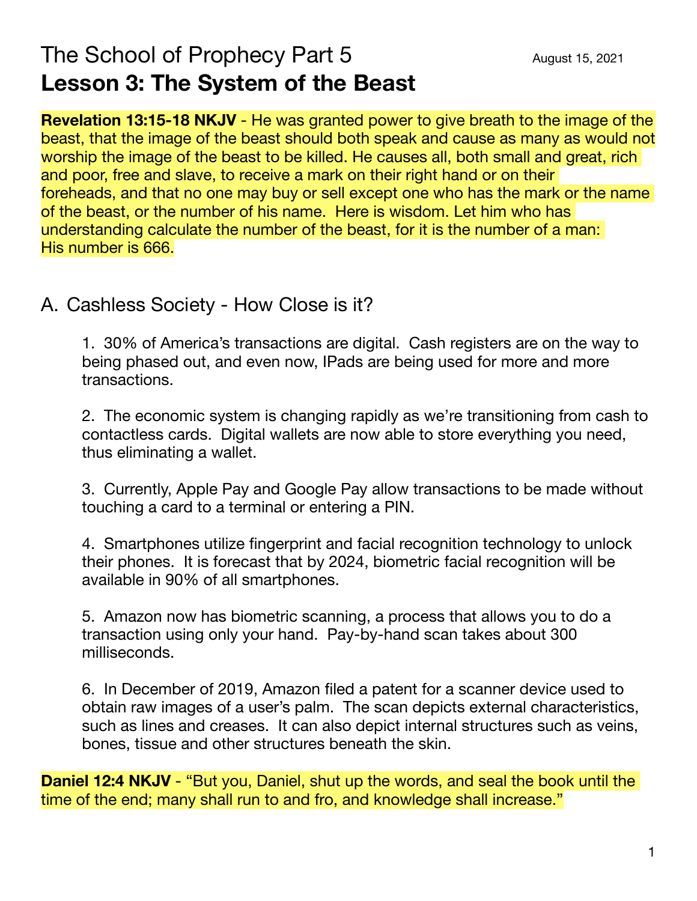# The School of Prophecy Part 5

August 15, 2021

## Lesson 3: The System of the Beast

**Revelation 13:15-18 NKJV** - He was granted power to give breath to the image of the beast, that the image of the beast should both speak and cause as many as would not worship the image of the beast to be killed. He causes all, both small and great, rich and poor, free and slave, to receive a mark on their right hand or on their foreheads, and that no one may buy or sell except one who has the mark or the name of the beast, or the number of his name. Here is wisdom. Let him who has understanding calculate the number of the beast, for it is the number of a man: His number is 666.

### A. Cashless Society - How Close is it?

1. 30% of America's transactions are digital. Cash registers are on the way to being phased out, and even now, IPads are being used for more and more transactions.

2. The economic system is changing rapidly as we're transitioning from cash to contactless cards. Digital wallets are now able to store everything you need, thus eliminating a wallet.

3. Currently, Apple Pay and Google Pay allow transactions to be made without touching a card to a terminal or entering a PIN.

4. Smartphones utilize fingerprint and facial recognition technology to unlock their phones. It is forecast that by 2024, biometric facial recognition will be available in 90% of all smartphones.

5. Amazon now has biometric scanning, a process that allows you to do a transaction using only your hand. Pay-by-hand scan takes about 300 milliseconds.

6. In December of 2019, Amazon filed a patent for a scanner device used to obtain raw images of a user's palm. The scan depicts external characteristics, such as lines and creases. It can also depict internal structures such as veins, bones, tissue and other structures beneath the skin.

**Daniel 12:4 NKJV** - "But you, Daniel, shut up the words, and seal the book until the time of the end; many shall run to and fro, and knowledge shall increase."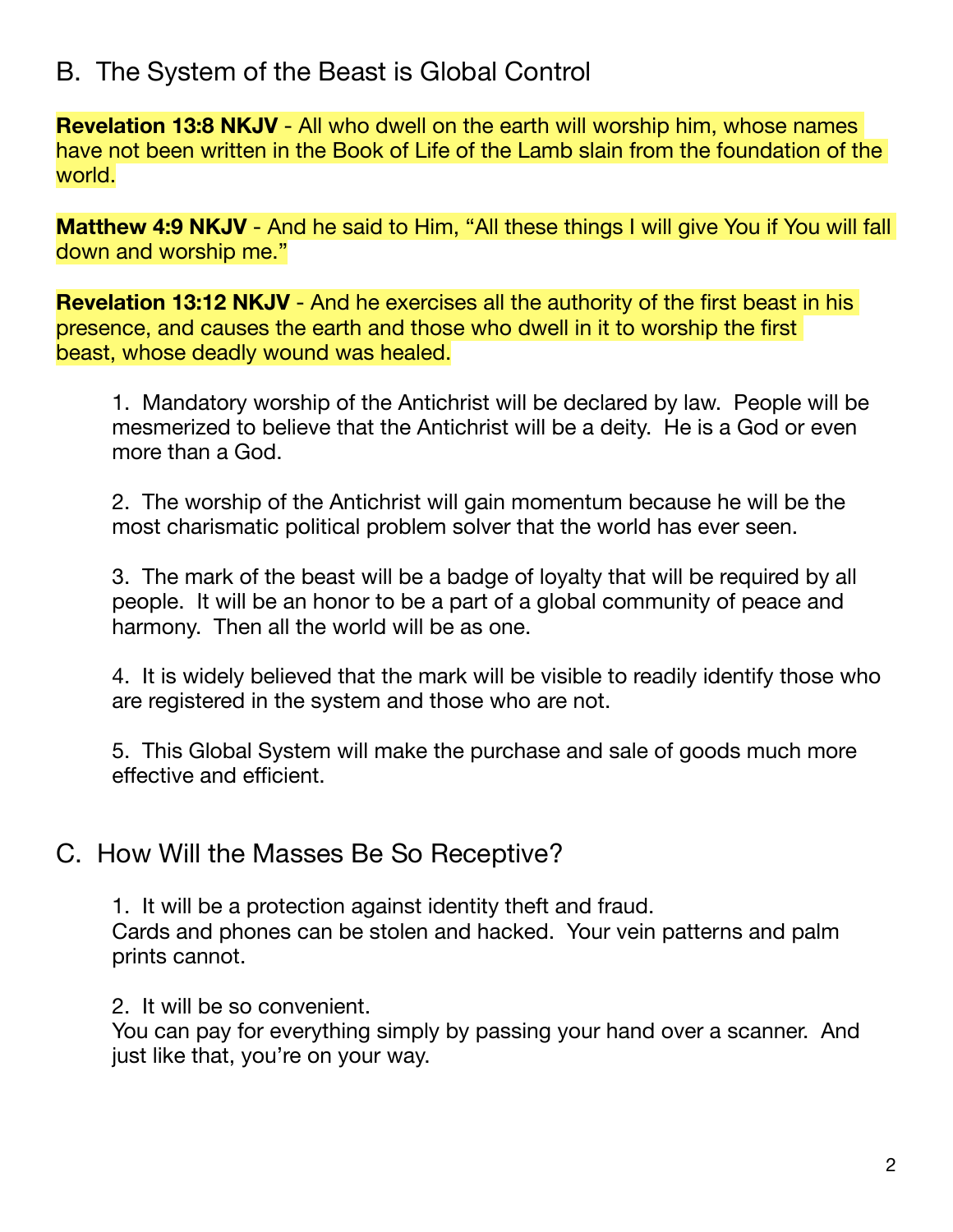## B. The System of the Beast is Global Control

**Revelation 13:8 NKJV** - All who dwell on the earth will worship him, whose names have not been written in the Book of Life of the Lamb slain from the foundation of the world.

**Matthew 4:9 NKJV** - And he said to Him, “All these things I will give You if You will fall down and worship me.”

**Revelation 13:12 NKJV** - And he exercises all the authority of the first beast in his presence, and causes the earth and those who dwell in it to worship the first beast, whose deadly wound was healed.

1. Mandatory worship of the Antichrist will be declared by law. People will be mesmerized to believe that the Antichrist will be a deity. He is a God or even more than a God.

2. The worship of the Antichrist will gain momentum because he will be the most charismatic political problem solver that the world has ever seen.

3. The mark of the beast will be a badge of loyalty that will be required by all people. It will be an honor to be a part of a global community of peace and harmony. Then all the world will be as one.

4. It is widely believed that the mark will be visible to readily identify those who are registered in the system and those who are not.

5. This Global System will make the purchase and sale of goods much more effective and efficient.

## C. How Will the Masses Be So Receptive?

1. It will be a protection against identity theft and fraud.
Cards and phones can be stolen and hacked. Your vein patterns and palm prints cannot.

2. It will be so convenient.
You can pay for everything simply by passing your hand over a scanner. And just like that, you’re on your way.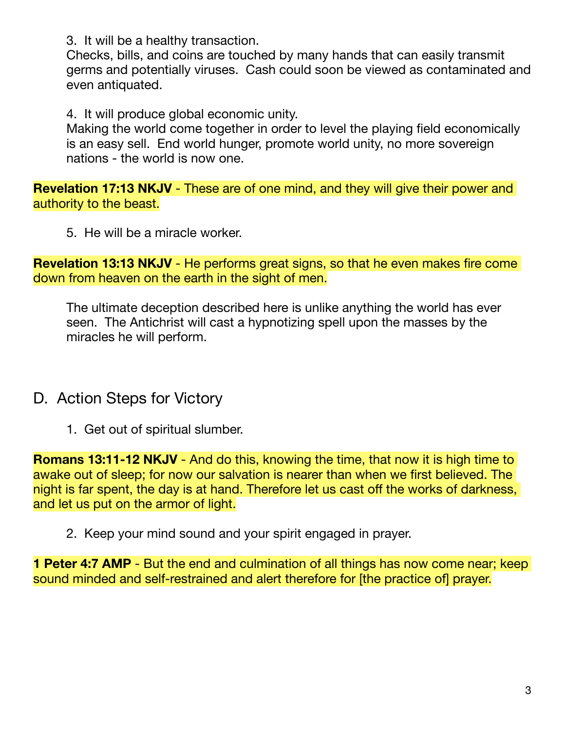3. It will be a healthy transaction.
Checks, bills, and coins are touched by many hands that can easily transmit germs and potentially viruses. Cash could soon be viewed as contaminated and even antiquated.

4. It will produce global economic unity.
Making the world come together in order to level the playing field economically is an easy sell. End world hunger, promote world unity, no more sovereign nations - the world is now one.

**Revelation 17:13 NKJV** - These are of one mind, and they will give their power and authority to the beast.

5. He will be a miracle worker.

**Revelation 13:13 NKJV** - He performs great signs, so that he even makes fire come down from heaven on the earth in the sight of men.

The ultimate deception described here is unlike anything the world has ever seen. The Antichrist will cast a hypnotizing spell upon the masses by the miracles he will perform.

## D. Action Steps for Victory

1. Get out of spiritual slumber.

**Romans 13:11-12 NKJV** - And do this, knowing the time, that now it is high time to awake out of sleep; for now our salvation is nearer than when we first believed. The night is far spent, the day is at hand. Therefore let us cast off the works of darkness, and let us put on the armor of light.

2. Keep your mind sound and your spirit engaged in prayer.

**1 Peter 4:7 AMP** - But the end and culmination of all things has now come near; keep sound minded and self-restrained and alert therefore for [the practice of] prayer.